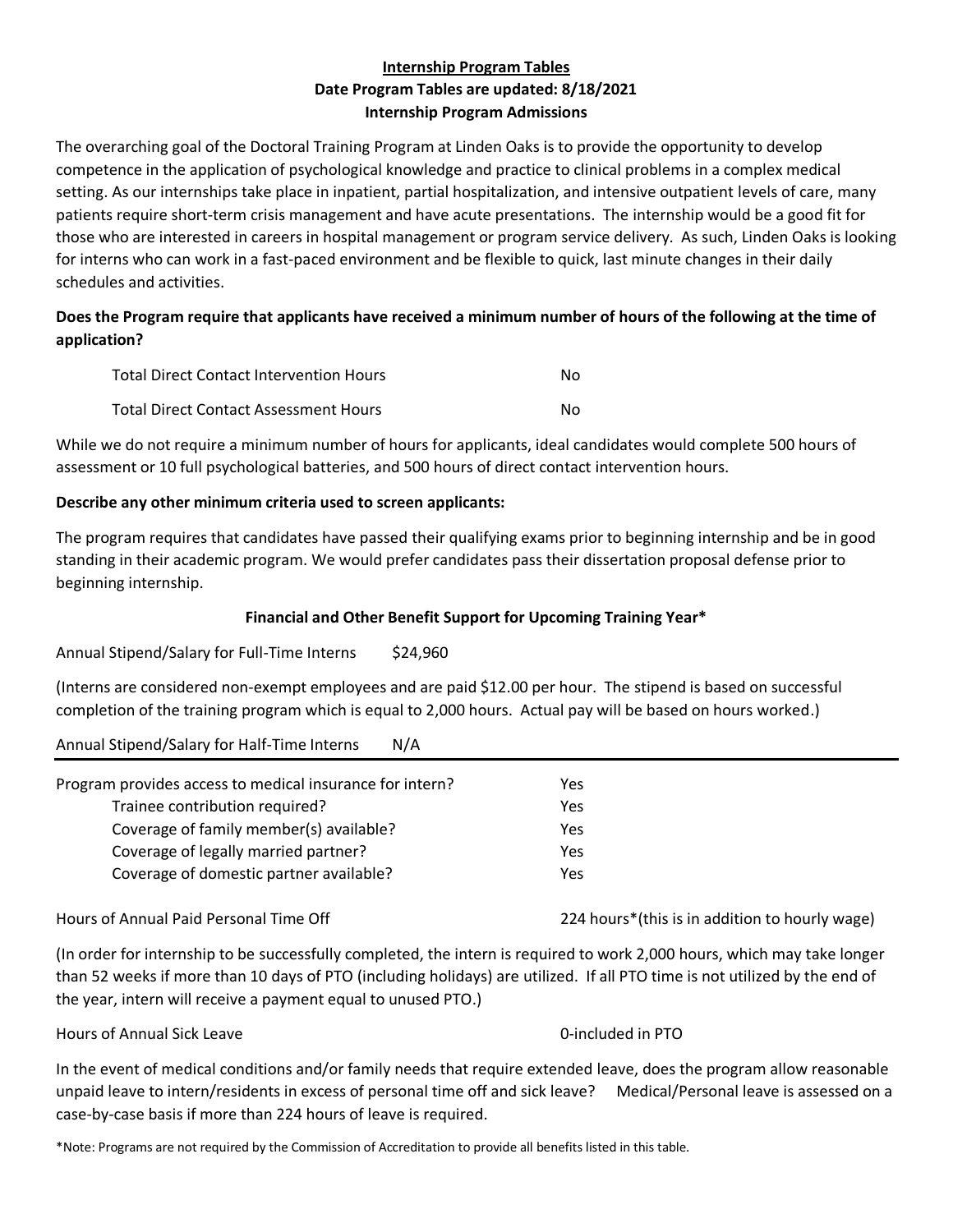**Internship Program Tables**

**Date Program Tables are updated: 8/18/2021**

**Internship Program Admissions**

The overarching goal of the Doctoral Training Program at Linden Oaks is to provide the opportunity to develop competence in the application of psychological knowledge and practice to clinical problems in a complex medical setting. As our internships take place in inpatient, partial hospitalization, and intensive outpatient levels of care, many patients require short-term crisis management and have acute presentations. The internship would be a good fit for those who are interested in careers in hospital management or program service delivery. As such, Linden Oaks is looking for interns who can work in a fast-paced environment and be flexible to quick, last minute changes in their daily schedules and activities.

**Does the Program require that applicants have received a minimum number of hours of the following at the time of application?**

| | |
|---|---|
| Total Direct Contact Intervention Hours | No |
| Total Direct Contact Assessment Hours | No |

While we do not require a minimum number of hours for applicants, ideal candidates would complete 500 hours of assessment or 10 full psychological batteries, and 500 hours of direct contact intervention hours.

**Describe any other minimum criteria used to screen applicants:**

The program requires that candidates have passed their qualifying exams prior to beginning internship and be in good standing in their academic program. We would prefer candidates pass their dissertation proposal defense prior to beginning internship.

**Financial and Other Benefit Support for Upcoming Training Year***

Annual Stipend/Salary for Full-Time Interns $24,960

(Interns are considered non-exempt employees and are paid $12.00 per hour. The stipend is based on successful completion of the training program which is equal to 2,000 hours. Actual pay will be based on hours worked.)

Annual Stipend/Salary for Half-Time Interns N/A

| | |
|---|---|
| Program provides access to medical insurance for intern? | Yes |
| Trainee contribution required? | Yes |
| Coverage of family member(s) available? | Yes |
| Coverage of legally married partner? | Yes |
| Coverage of domestic partner available? | Yes |

Hours of Annual Paid Personal Time Off 224 hours*(this is in addition to hourly wage)

(In order for internship to be successfully completed, the intern is required to work 2,000 hours, which may take longer than 52 weeks if more than 10 days of PTO (including holidays) are utilized. If all PTO time is not utilized by the end of the year, intern will receive a payment equal to unused PTO.)

Hours of Annual Sick Leave 0-included in PTO

In the event of medical conditions and/or family needs that require extended leave, does the program allow reasonable unpaid leave to intern/residents in excess of personal time off and sick leave? Medical/Personal leave is assessed on a case-by-case basis if more than 224 hours of leave is required.

*Note: Programs are not required by the Commission of Accreditation to provide all benefits listed in this table.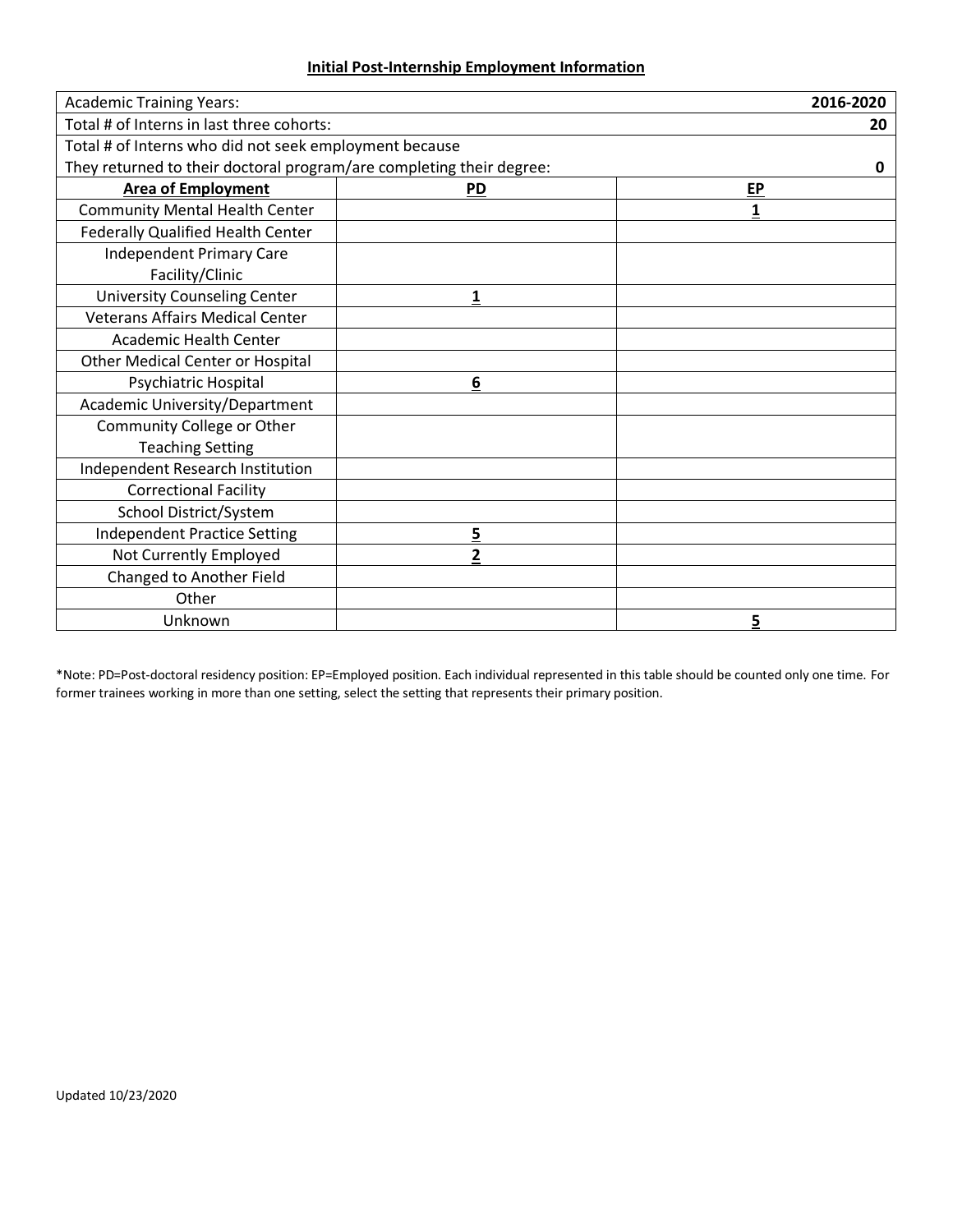**Initial Post-Internship Employment Information**

| | | |
|---|---|---|
| Academic Training Years: | | 2016-2020 |
| Total # of Interns in last three cohorts: | | 20 |
| Total # of Interns who did not seek employment because They returned to their doctoral program/are completing their degree: | | 0 |
| **Area of Employment** | **PD** | **EP** |
| Community Mental Health Center | | 1 |
| Federally Qualified Health Center | | |
| Independent Primary Care Facility/Clinic | | |
| University Counseling Center | 1 | |
| Veterans Affairs Medical Center | | |
| Academic Health Center | | |
| Other Medical Center or Hospital | | |
| Psychiatric Hospital | 6 | |
| Academic University/Department | | |
| Community College or Other Teaching Setting | | |
| Independent Research Institution | | |
| Correctional Facility | | |
| School District/System | | |
| Independent Practice Setting | 5 | |
| Not Currently Employed | 2 | |
| Changed to Another Field | | |
| Other | | |
| Unknown | | 5 |

*Note: PD=Post-doctoral residency position: EP=Employed position. Each individual represented in this table should be counted only one time. For former trainees working in more than one setting, select the setting that represents their primary position.

Updated 10/23/2020